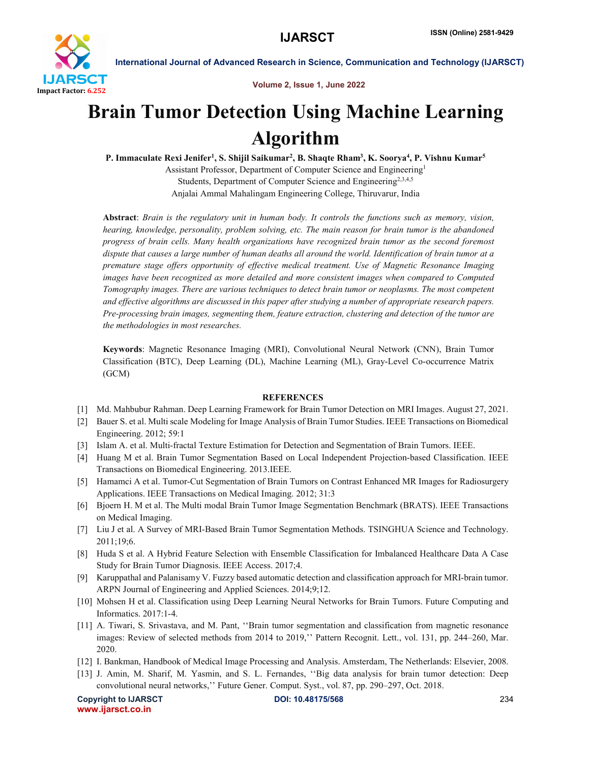# Brain Tumor Detection Using Machine Learning Algorithm

**P. Immaculate Rexi Jenifer[1], S. Shijil Saikumar[2], B. Shaqte Rham[3], K. Soorya[4], P. Vishnu Kumar[5]**

Assistant Professor, Department of Computer Science and Engineering[1]

Students, Department of Computer Science and Engineering[2,3,4,5]

Anjalai Ammal Mahalingam Engineering College, Thiruvarur, India

**Abstract**: *Brain is the regulatory unit in human body. It controls the functions such as memory, vision, hearing, knowledge, personality, problem solving, etc. The main reason for brain tumor is the abandoned progress of brain cells. Many health organizations have recognized brain tumor as the second foremost dispute that causes a large number of human deaths all around the world. Identification of brain tumor at a premature stage offers opportunity of effective medical treatment. Use of Magnetic Resonance Imaging images have been recognized as more detailed and more consistent images when compared to Computed Tomography images. There are various techniques to detect brain tumor or neoplasms. The most competent and effective algorithms are discussed in this paper after studying a number of appropriate research papers. Pre-processing brain images, segmenting them, feature extraction, clustering and detection of the tumor are the methodologies in most researches.*

**Keywords**: Magnetic Resonance Imaging (MRI), Convolutional Neural Network (CNN), Brain Tumor Classification (BTC), Deep Learning (DL), Machine Learning (ML), Gray-Level Co-occurrence Matrix (GCM)

## REFERENCES

[1] Md. Mahbubur Rahman. Deep Learning Framework for Brain Tumor Detection on MRI Images. August 27, 2021.

[2] Bauer S. et al. Multi scale Modeling for Image Analysis of Brain Tumor Studies. IEEE Transactions on Biomedical Engineering. 2012; 59:1

[3] Islam A. et al. Multi-fractal Texture Estimation for Detection and Segmentation of Brain Tumors. IEEE.

[4] Huang M et al. Brain Tumor Segmentation Based on Local Independent Projection-based Classification. IEEE Transactions on Biomedical Engineering. 2013.IEEE.

[5] Hamamci A et al. Tumor-Cut Segmentation of Brain Tumors on Contrast Enhanced MR Images for Radiosurgery Applications. IEEE Transactions on Medical Imaging. 2012; 31:3

[6] Bjoern H. M et al. The Multi modal Brain Tumor Image Segmentation Benchmark (BRATS). IEEE Transactions on Medical Imaging.

[7] Liu J et al. A Survey of MRI-Based Brain Tumor Segmentation Methods. TSINGHUA Science and Technology. 2011;19;6.

[8] Huda S et al. A Hybrid Feature Selection with Ensemble Classification for Imbalanced Healthcare Data A Case Study for Brain Tumor Diagnosis. IEEE Access. 2017;4.

[9] Karuppathal and Palanisamy V. Fuzzy based automatic detection and classification approach for MRI-brain tumor. ARPN Journal of Engineering and Applied Sciences. 2014;9;12.

[10] Mohsen H et al. Classification using Deep Learning Neural Networks for Brain Tumors. Future Computing and Informatics. 2017:1-4.

[11] A. Tiwari, S. Srivastava, and M. Pant, ''Brain tumor segmentation and classification from magnetic resonance images: Review of selected methods from 2014 to 2019,'' Pattern Recognit. Lett., vol. 131, pp. 244–260, Mar. 2020.

[12] I. Bankman, Handbook of Medical Image Processing and Analysis. Amsterdam, The Netherlands: Elsevier, 2008.

[13] J. Amin, M. Sharif, M. Yasmin, and S. L. Fernandes, ''Big data analysis for brain tumor detection: Deep convolutional neural networks,'' Future Gener. Comput. Syst., vol. 87, pp. 290–297, Oct. 2018.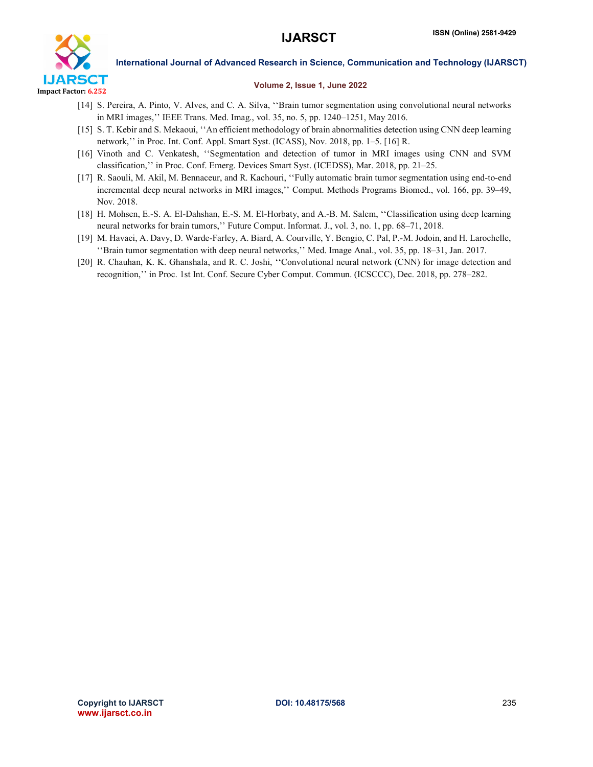[14] S. Pereira, A. Pinto, V. Alves, and C. A. Silva, ''Brain tumor segmentation using convolutional neural networks in MRI images,'' IEEE Trans. Med. Imag., vol. 35, no. 5, pp. 1240–1251, May 2016.

[15] S. T. Kebir and S. Mekaoui, ''An efficient methodology of brain abnormalities detection using CNN deep learning network,'' in Proc. Int. Conf. Appl. Smart Syst. (ICASS), Nov. 2018, pp. 1–5. [16] R.

[16] Vinoth and C. Venkatesh, ''Segmentation and detection of tumor in MRI images using CNN and SVM classification,'' in Proc. Conf. Emerg. Devices Smart Syst. (ICEDSS), Mar. 2018, pp. 21–25.

[17] R. Saouli, M. Akil, M. Bennaceur, and R. Kachouri, ''Fully automatic brain tumor segmentation using end-to-end incremental deep neural networks in MRI images,'' Comput. Methods Programs Biomed., vol. 166, pp. 39–49, Nov. 2018.

[18] H. Mohsen, E.-S. A. El-Dahshan, E.-S. M. El-Horbaty, and A.-B. M. Salem, ''Classification using deep learning neural networks for brain tumors,'' Future Comput. Informat. J., vol. 3, no. 1, pp. 68–71, 2018.

[19] M. Havaei, A. Davy, D. Warde-Farley, A. Biard, A. Courville, Y. Bengio, C. Pal, P.-M. Jodoin, and H. Larochelle, ''Brain tumor segmentation with deep neural networks,'' Med. Image Anal., vol. 35, pp. 18–31, Jan. 2017.

[20] R. Chauhan, K. K. Ghanshala, and R. C. Joshi, ''Convolutional neural network (CNN) for image detection and recognition,'' in Proc. 1st Int. Conf. Secure Cyber Comput. Commun. (ICSCCC), Dec. 2018, pp. 278–282.